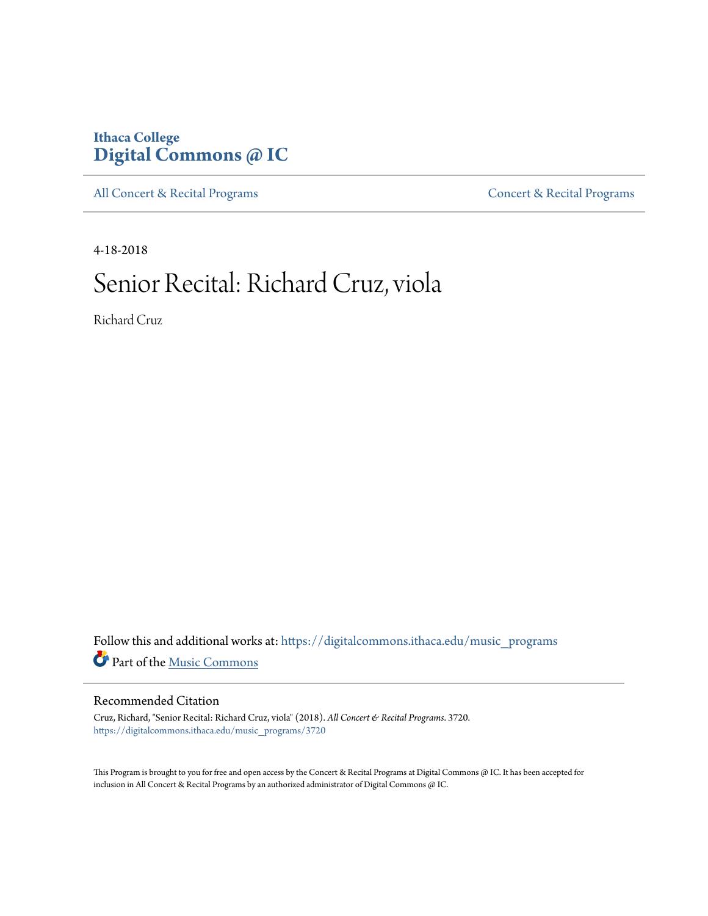Ithaca College
**Digital Commons @ IC**

All Concert & Recital Programs | Concert & Recital Programs

4-18-2018

# Senior Recital: Richard Cruz, viola

Richard Cruz

Follow this and additional works at: https://digitalcommons.ithaca.edu/music_programs

Part of the Music Commons

## Recommended Citation

Cruz, Richard, "Senior Recital: Richard Cruz, viola" (2018). *All Concert & Recital Programs*. 3720.
https://digitalcommons.ithaca.edu/music_programs/3720

This Program is brought to you for free and open access by the Concert & Recital Programs at Digital Commons @ IC. It has been accepted for inclusion in All Concert & Recital Programs by an authorized administrator of Digital Commons @ IC.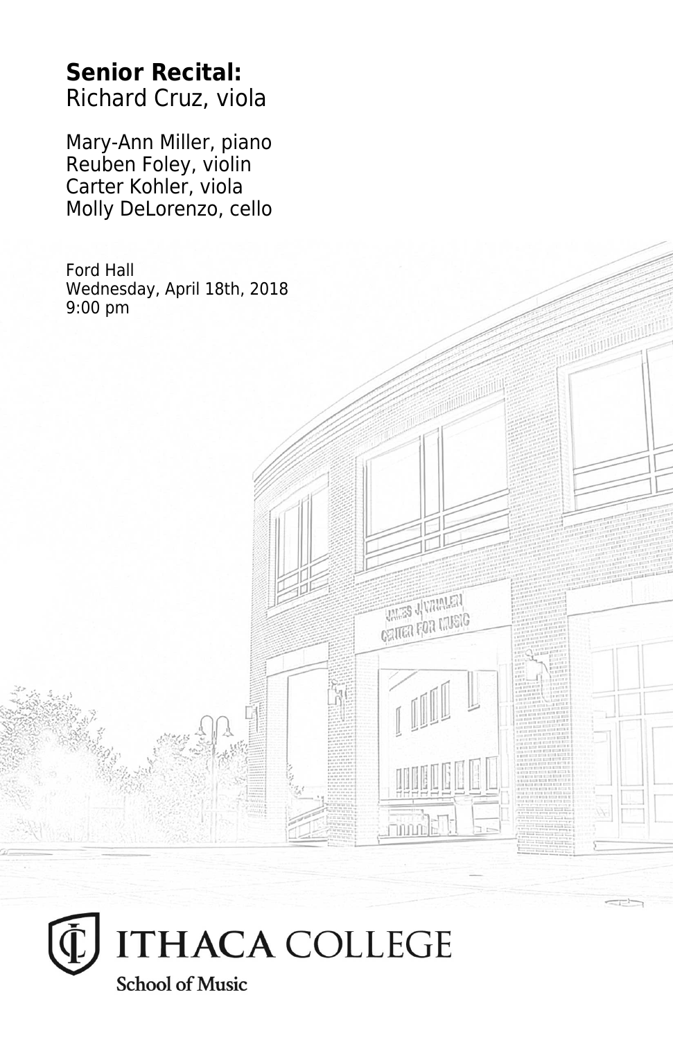**Senior Recital:**
Richard Cruz, viola

Mary-Ann Miller, piano
Reuben Foley, violin
Carter Kohler, viola
Molly DeLorenzo, cello

Ford Hall
Wednesday, April 18th, 2018
9:00 pm

ITHACA COLLEGE
School of Music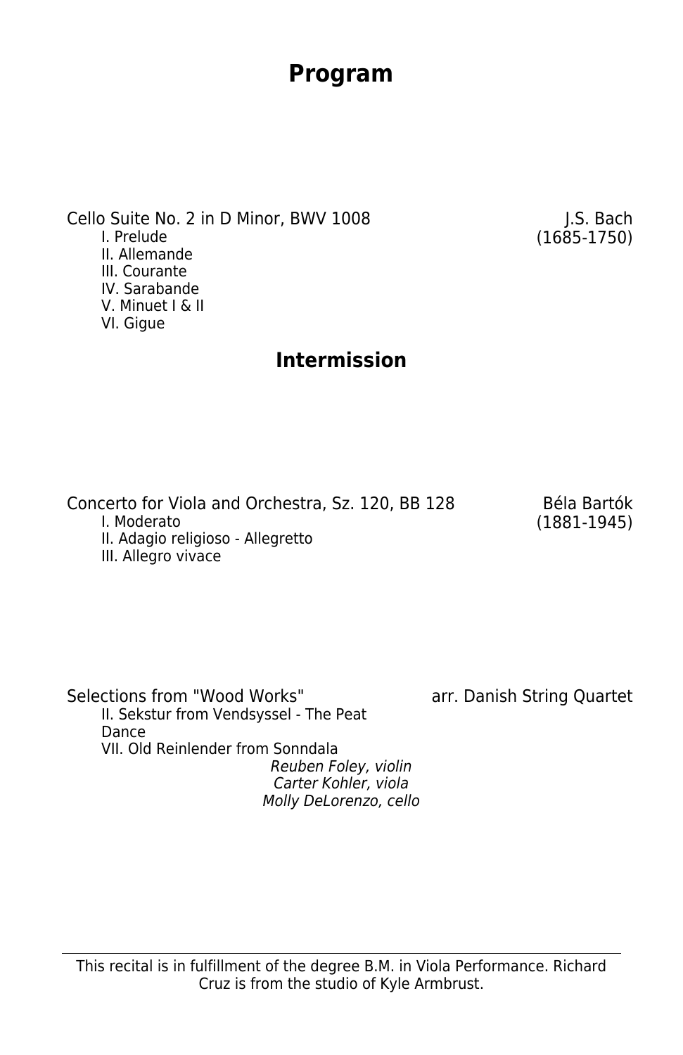# Program

Cello Suite No. 2 in D Minor, BWV 1008 — J.S. Bach (1685-1750)

I. Prelude
II. Allemande
III. Courante
IV. Sarabande
V. Minuet I & II
VI. Gigue

## Intermission

Concerto for Viola and Orchestra, Sz. 120, BB 128 — Béla Bartók (1881-1945)

I. Moderato
II. Adagio religioso - Allegretto
III. Allegro vivace

Selections from "Wood Works" — arr. Danish String Quartet

II. Sekstur from Vendsyssel - The Peat Dance
VII. Old Reinlender from Sonndala

*Reuben Foley, violin*
*Carter Kohler, viola*
*Molly DeLorenzo, cello*

---

This recital is in fulfillment of the degree B.M. in Viola Performance. Richard Cruz is from the studio of Kyle Armbrust.